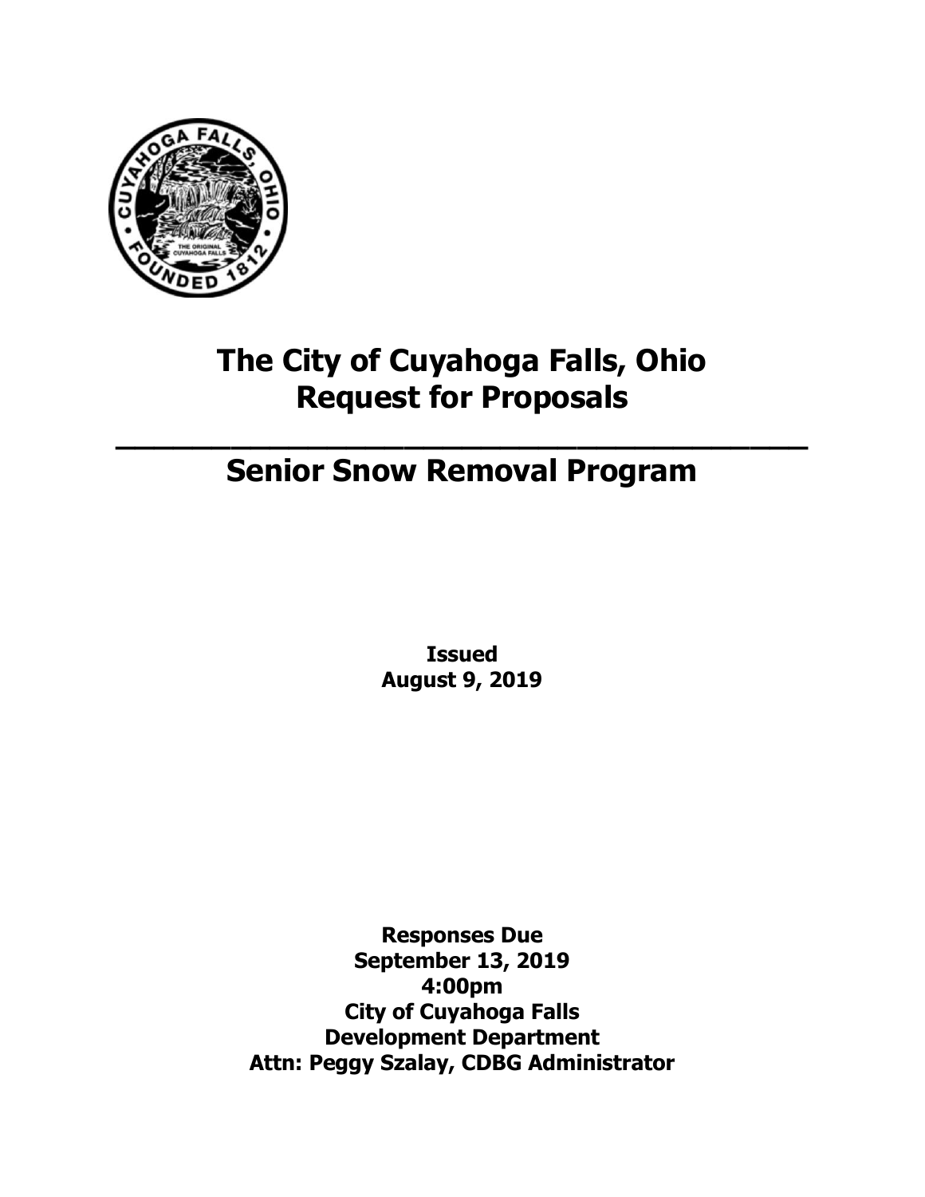# The City of Cuyahoga Falls, Ohio
# Request for Proposals

---

## Senior Snow Removal Program

**Issued**
**August 9, 2019**

**Responses Due**
**September 13, 2019**
**4:00pm**
**City of Cuyahoga Falls**
**Development Department**
**Attn: Peggy Szalay, CDBG Administrator**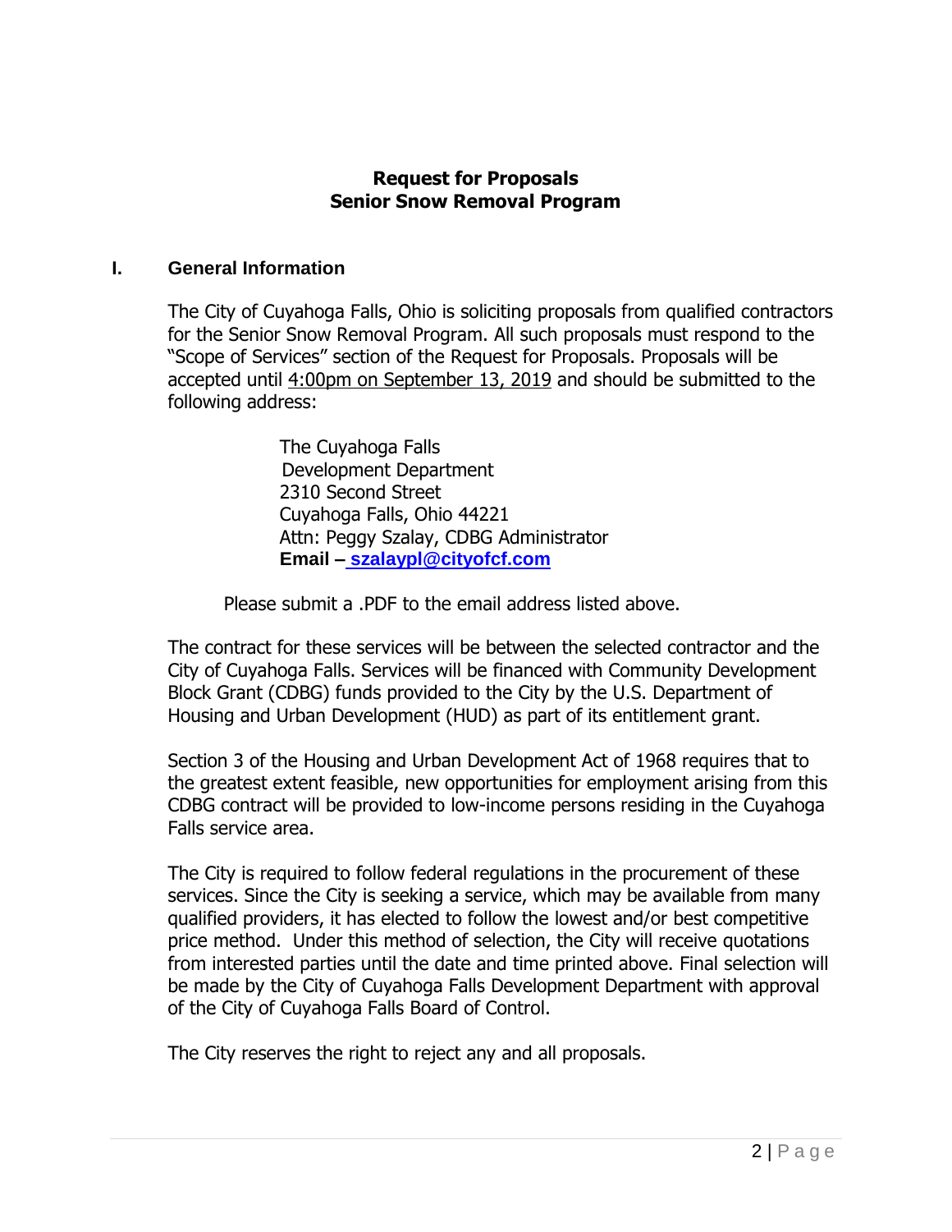**Request for Proposals**
**Senior Snow Removal Program**

## I. General Information

The City of Cuyahoga Falls, Ohio is soliciting proposals from qualified contractors for the Senior Snow Removal Program. All such proposals must respond to the "Scope of Services" section of the Request for Proposals. Proposals will be accepted until 4:00pm on September 13, 2019 and should be submitted to the following address:

The Cuyahoga Falls
Development Department
2310 Second Street
Cuyahoga Falls, Ohio 44221
Attn: Peggy Szalay, CDBG Administrator
**Email – szalaypl@cityofcf.com**

Please submit a .PDF to the email address listed above.

The contract for these services will be between the selected contractor and the City of Cuyahoga Falls. Services will be financed with Community Development Block Grant (CDBG) funds provided to the City by the U.S. Department of Housing and Urban Development (HUD) as part of its entitlement grant.

Section 3 of the Housing and Urban Development Act of 1968 requires that to the greatest extent feasible, new opportunities for employment arising from this CDBG contract will be provided to low-income persons residing in the Cuyahoga Falls service area.

The City is required to follow federal regulations in the procurement of these services. Since the City is seeking a service, which may be available from many qualified providers, it has elected to follow the lowest and/or best competitive price method. Under this method of selection, the City will receive quotations from interested parties until the date and time printed above. Final selection will be made by the City of Cuyahoga Falls Development Department with approval of the City of Cuyahoga Falls Board of Control.

The City reserves the right to reject any and all proposals.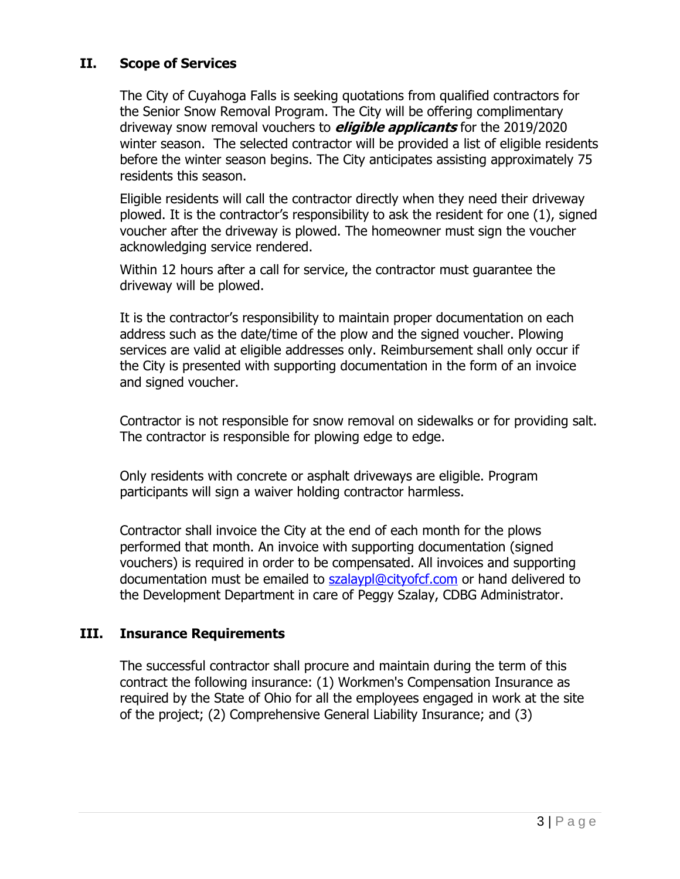## II. Scope of Services

The City of Cuyahoga Falls is seeking quotations from qualified contractors for the Senior Snow Removal Program. The City will be offering complimentary driveway snow removal vouchers to ***eligible applicants*** for the 2019/2020 winter season. The selected contractor will be provided a list of eligible residents before the winter season begins. The City anticipates assisting approximately 75 residents this season.

Eligible residents will call the contractor directly when they need their driveway plowed. It is the contractor's responsibility to ask the resident for one (1), signed voucher after the driveway is plowed. The homeowner must sign the voucher acknowledging service rendered.

Within 12 hours after a call for service, the contractor must guarantee the driveway will be plowed.

It is the contractor's responsibility to maintain proper documentation on each address such as the date/time of the plow and the signed voucher. Plowing services are valid at eligible addresses only. Reimbursement shall only occur if the City is presented with supporting documentation in the form of an invoice and signed voucher.

Contractor is not responsible for snow removal on sidewalks or for providing salt. The contractor is responsible for plowing edge to edge.

Only residents with concrete or asphalt driveways are eligible. Program participants will sign a waiver holding contractor harmless.

Contractor shall invoice the City at the end of each month for the plows performed that month. An invoice with supporting documentation (signed vouchers) is required in order to be compensated. All invoices and supporting documentation must be emailed to szalaypl@cityofcf.com or hand delivered to the Development Department in care of Peggy Szalay, CDBG Administrator.

## III. Insurance Requirements

The successful contractor shall procure and maintain during the term of this contract the following insurance: (1) Workmen's Compensation Insurance as required by the State of Ohio for all the employees engaged in work at the site of the project; (2) Comprehensive General Liability Insurance; and (3)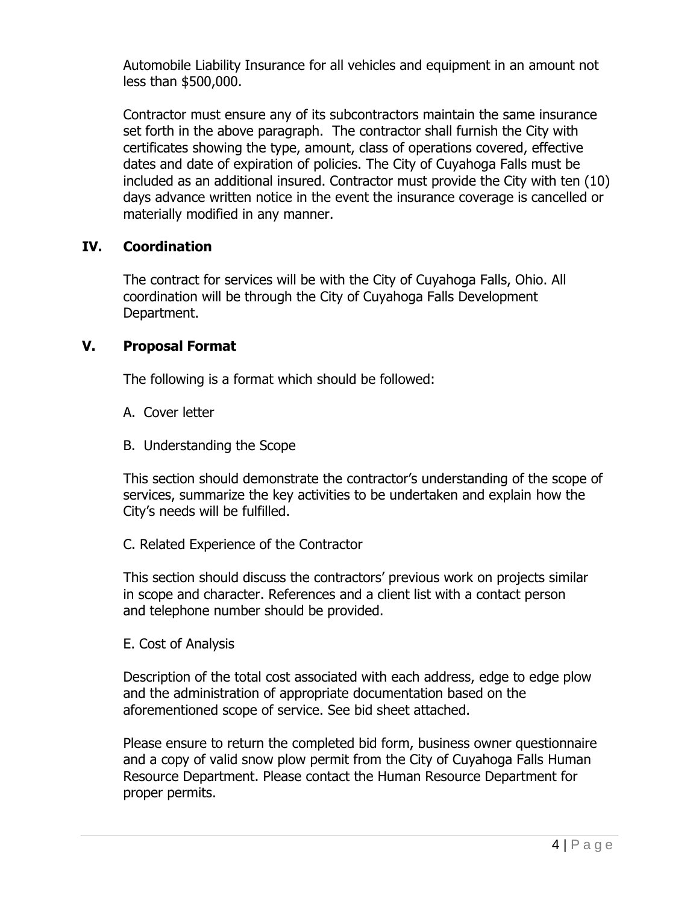Automobile Liability Insurance for all vehicles and equipment in an amount not less than $500,000.

Contractor must ensure any of its subcontractors maintain the same insurance set forth in the above paragraph. The contractor shall furnish the City with certificates showing the type, amount, class of operations covered, effective dates and date of expiration of policies. The City of Cuyahoga Falls must be included as an additional insured. Contractor must provide the City with ten (10) days advance written notice in the event the insurance coverage is cancelled or materially modified in any manner.

## IV. Coordination

The contract for services will be with the City of Cuyahoga Falls, Ohio. All coordination will be through the City of Cuyahoga Falls Development Department.

## V. Proposal Format

The following is a format which should be followed:

A. Cover letter

B. Understanding the Scope

This section should demonstrate the contractor's understanding of the scope of services, summarize the key activities to be undertaken and explain how the City's needs will be fulfilled.

C. Related Experience of the Contractor

This section should discuss the contractors' previous work on projects similar in scope and character. References and a client list with a contact person and telephone number should be provided.

E. Cost of Analysis

Description of the total cost associated with each address, edge to edge plow and the administration of appropriate documentation based on the aforementioned scope of service. See bid sheet attached.

Please ensure to return the completed bid form, business owner questionnaire and a copy of valid snow plow permit from the City of Cuyahoga Falls Human Resource Department. Please contact the Human Resource Department for proper permits.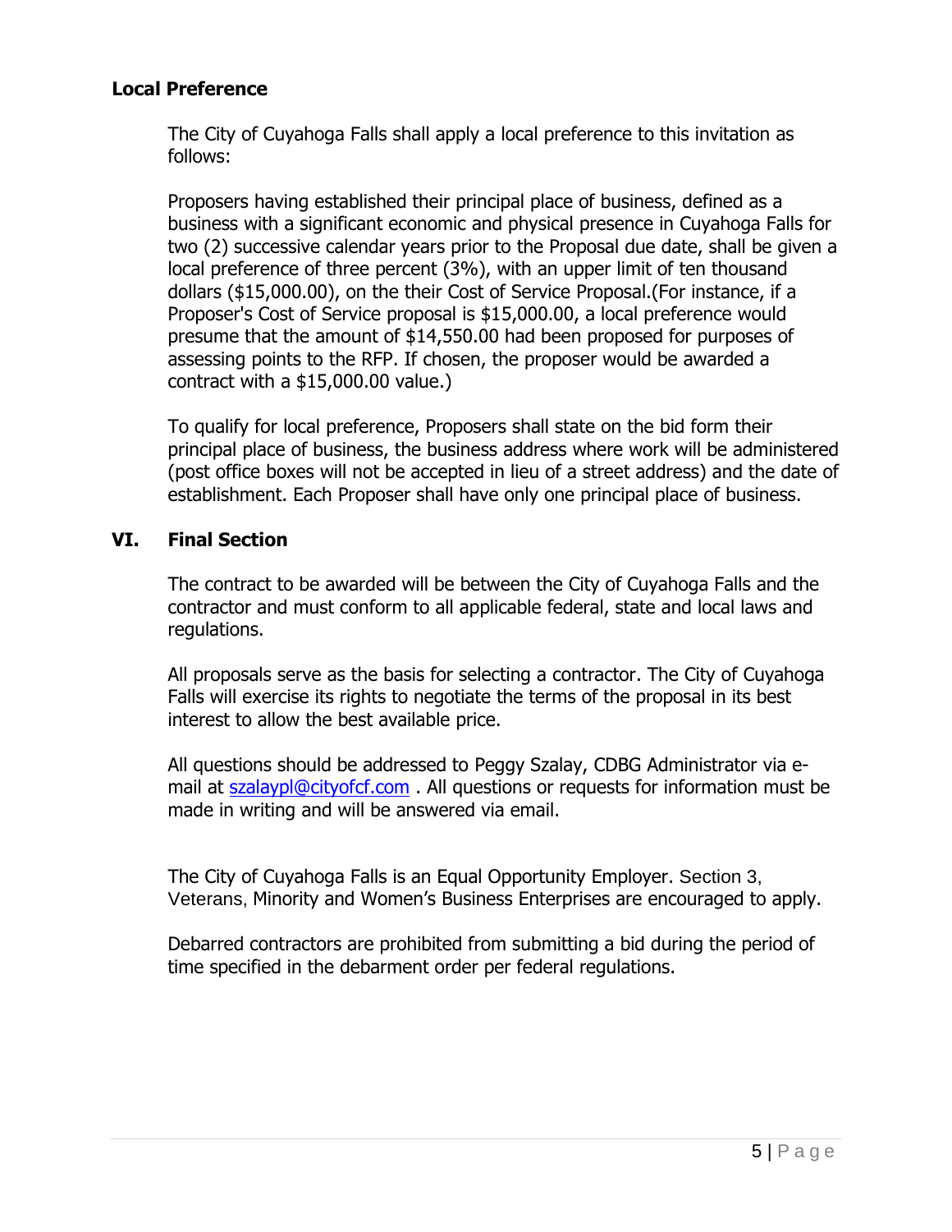### Local Preference

The City of Cuyahoga Falls shall apply a local preference to this invitation as follows:

Proposers having established their principal place of business, defined as a business with a significant economic and physical presence in Cuyahoga Falls for two (2) successive calendar years prior to the Proposal due date, shall be given a local preference of three percent (3%), with an upper limit of ten thousand dollars ($15,000.00), on the their Cost of Service Proposal.(For instance, if a Proposer's Cost of Service proposal is $15,000.00, a local preference would presume that the amount of $14,550.00 had been proposed for purposes of assessing points to the RFP. If chosen, the proposer would be awarded a contract with a $15,000.00 value.)

To qualify for local preference, Proposers shall state on the bid form their principal place of business, the business address where work will be administered (post office boxes will not be accepted in lieu of a street address) and the date of establishment. Each Proposer shall have only one principal place of business.

## VI. Final Section

The contract to be awarded will be between the City of Cuyahoga Falls and the contractor and must conform to all applicable federal, state and local laws and regulations.

All proposals serve as the basis for selecting a contractor. The City of Cuyahoga Falls will exercise its rights to negotiate the terms of the proposal in its best interest to allow the best available price.

All questions should be addressed to Peggy Szalay, CDBG Administrator via e-mail at szalaypl@cityofcf.com . All questions or requests for information must be made in writing and will be answered via email.

The City of Cuyahoga Falls is an Equal Opportunity Employer. Section 3, Veterans, Minority and Women's Business Enterprises are encouraged to apply.

Debarred contractors are prohibited from submitting a bid during the period of time specified in the debarment order per federal regulations.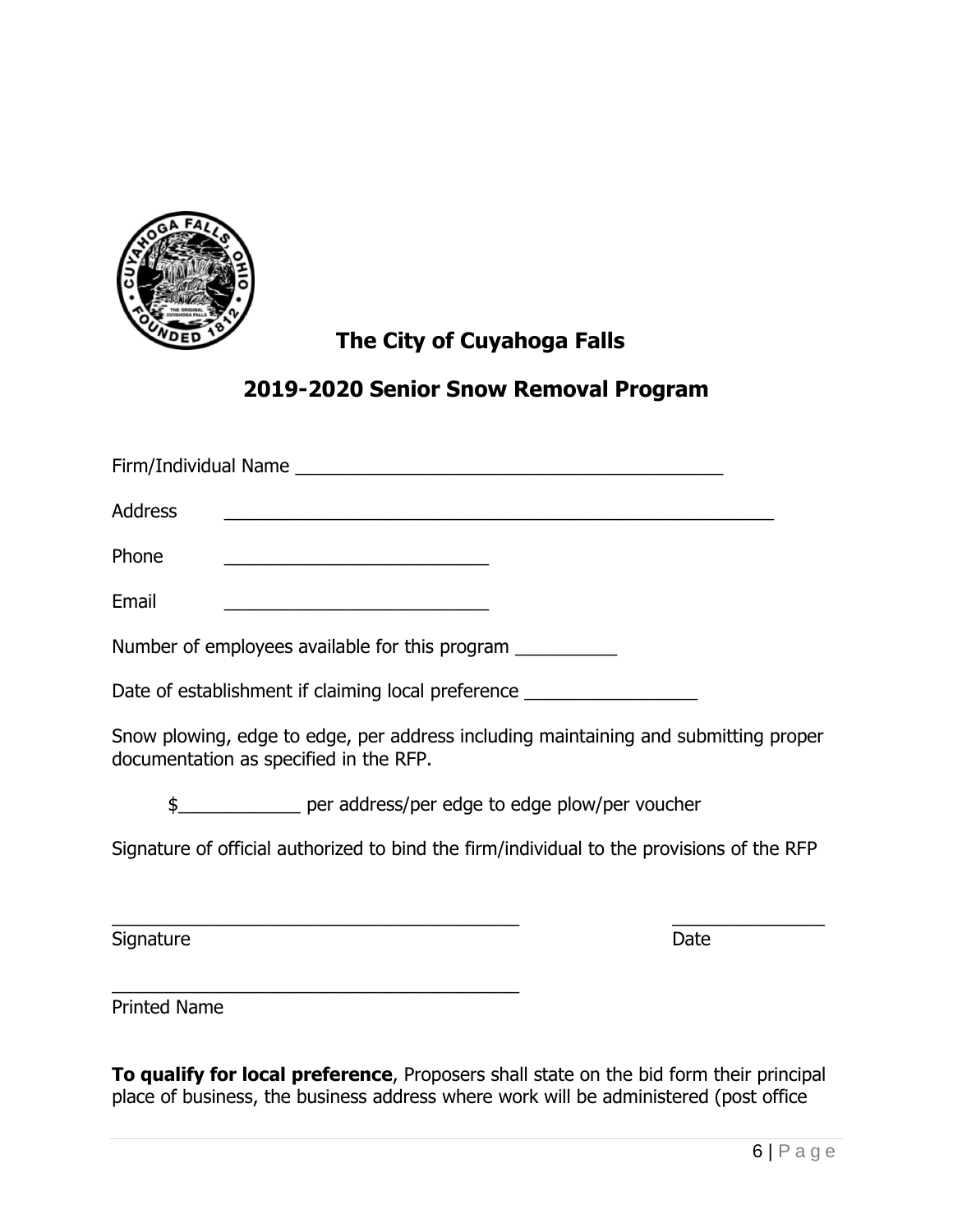# The City of Cuyahoga Falls

## 2019-2020 Senior Snow Removal Program

Firm/Individual Name ___________________________________________

Address ________________________________________________________

Phone ___________________________

Email ___________________________

Number of employees available for this program __________

Date of establishment if claiming local preference _________________

Snow plowing, edge to edge, per address including maintaining and submitting proper documentation as specified in the RFP.

$____________ per address/per edge to edge plow/per voucher

Signature of official authorized to bind the firm/individual to the provisions of the RFP

_________________________________________ _______________

Signature Date

_________________________________________

Printed Name

**To qualify for local preference**, Proposers shall state on the bid form their principal place of business, the business address where work will be administered (post office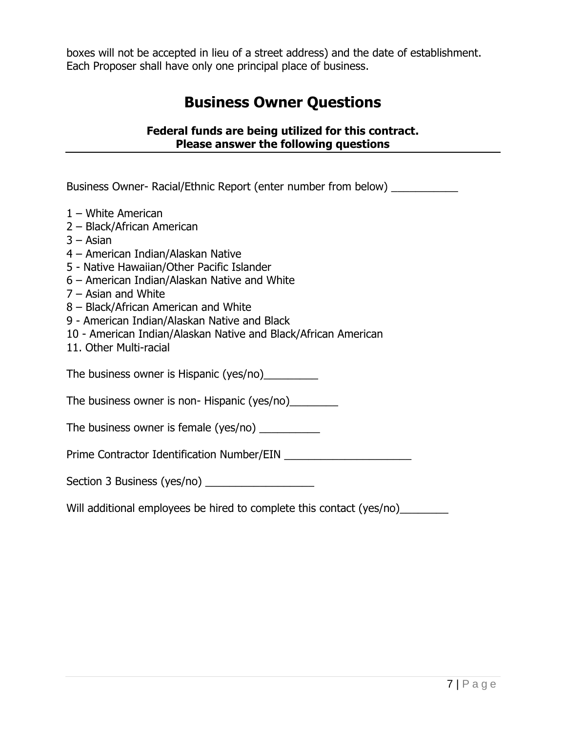boxes will not be accepted in lieu of a street address) and the date of establishment. Each Proposer shall have only one principal place of business.

## Business Owner Questions

**Federal funds are being utilized for this contract.**
**Please answer the following questions**

---

Business Owner- Racial/Ethnic Report (enter number from below) ___________

1 – White American
2 – Black/African American
3 – Asian
4 – American Indian/Alaskan Native
5 - Native Hawaiian/Other Pacific Islander
6 – American Indian/Alaskan Native and White
7 – Asian and White
8 – Black/African American and White
9 - American Indian/Alaskan Native and Black
10 - American Indian/Alaskan Native and Black/African American
11. Other Multi-racial

The business owner is Hispanic (yes/no)_________

The business owner is non- Hispanic (yes/no)________

The business owner is female (yes/no) __________

Prime Contractor Identification Number/EIN _____________________

Section 3 Business (yes/no) __________________

Will additional employees be hired to complete this contact (yes/no)________